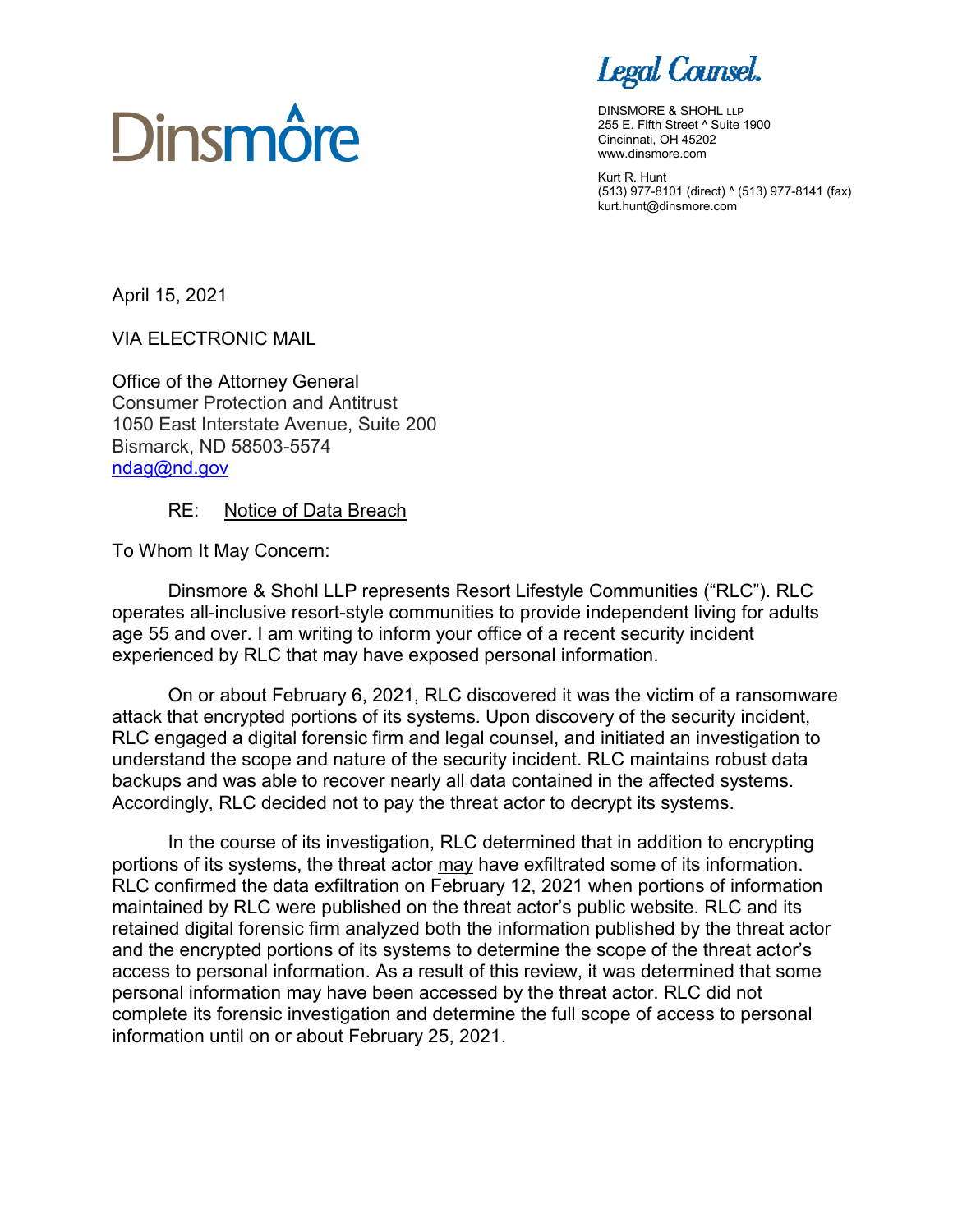Dinsmore

*Legal Counsel.*

DINSMORE & SHOHL LLP
255 E. Fifth Street ^ Suite 1900
Cincinnati, OH 45202
www.dinsmore.com

Kurt R. Hunt
(513) 977-8101 (direct) ^ (513) 977-8141 (fax)
kurt.hunt@dinsmore.com

April 15, 2021

VIA ELECTRONIC MAIL

Office of the Attorney General
Consumer Protection and Antitrust
1050 East Interstate Avenue, Suite 200
Bismarck, ND 58503-5574
ndag@nd.gov

RE: Notice of Data Breach

To Whom It May Concern:

Dinsmore & Shohl LLP represents Resort Lifestyle Communities ("RLC"). RLC operates all-inclusive resort-style communities to provide independent living for adults age 55 and over. I am writing to inform your office of a recent security incident experienced by RLC that may have exposed personal information.

On or about February 6, 2021, RLC discovered it was the victim of a ransomware attack that encrypted portions of its systems. Upon discovery of the security incident, RLC engaged a digital forensic firm and legal counsel, and initiated an investigation to understand the scope and nature of the security incident. RLC maintains robust data backups and was able to recover nearly all data contained in the affected systems. Accordingly, RLC decided not to pay the threat actor to decrypt its systems.

In the course of its investigation, RLC determined that in addition to encrypting portions of its systems, the threat actor may have exfiltrated some of its information. RLC confirmed the data exfiltration on February 12, 2021 when portions of information maintained by RLC were published on the threat actor's public website. RLC and its retained digital forensic firm analyzed both the information published by the threat actor and the encrypted portions of its systems to determine the scope of the threat actor's access to personal information. As a result of this review, it was determined that some personal information may have been accessed by the threat actor. RLC did not complete its forensic investigation and determine the full scope of access to personal information until on or about February 25, 2021.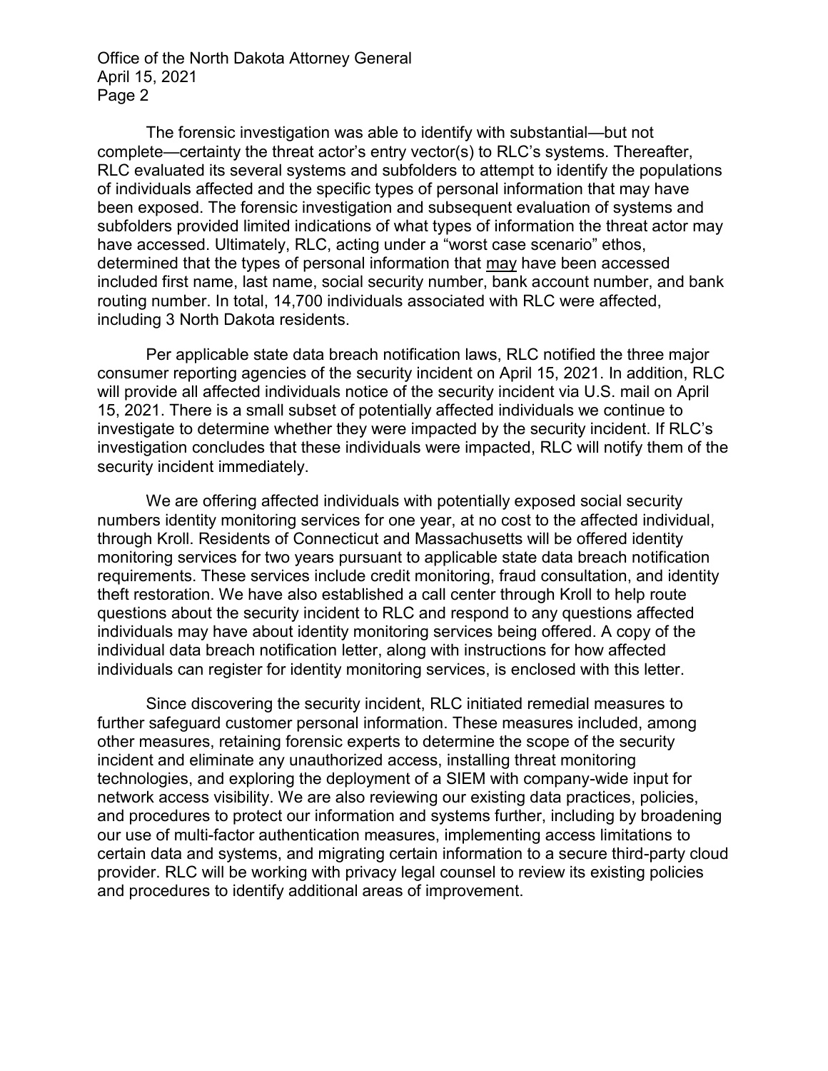The forensic investigation was able to identify with substantial—but not complete—certainty the threat actor's entry vector(s) to RLC's systems. Thereafter, RLC evaluated its several systems and subfolders to attempt to identify the populations of individuals affected and the specific types of personal information that may have been exposed. The forensic investigation and subsequent evaluation of systems and subfolders provided limited indications of what types of information the threat actor may have accessed. Ultimately, RLC, acting under a "worst case scenario" ethos, determined that the types of personal information that may have been accessed included first name, last name, social security number, bank account number, and bank routing number. In total, 14,700 individuals associated with RLC were affected, including 3 North Dakota residents.

Per applicable state data breach notification laws, RLC notified the three major consumer reporting agencies of the security incident on April 15, 2021. In addition, RLC will provide all affected individuals notice of the security incident via U.S. mail on April 15, 2021. There is a small subset of potentially affected individuals we continue to investigate to determine whether they were impacted by the security incident. If RLC's investigation concludes that these individuals were impacted, RLC will notify them of the security incident immediately.

We are offering affected individuals with potentially exposed social security numbers identity monitoring services for one year, at no cost to the affected individual, through Kroll. Residents of Connecticut and Massachusetts will be offered identity monitoring services for two years pursuant to applicable state data breach notification requirements. These services include credit monitoring, fraud consultation, and identity theft restoration. We have also established a call center through Kroll to help route questions about the security incident to RLC and respond to any questions affected individuals may have about identity monitoring services being offered. A copy of the individual data breach notification letter, along with instructions for how affected individuals can register for identity monitoring services, is enclosed with this letter.

Since discovering the security incident, RLC initiated remedial measures to further safeguard customer personal information. These measures included, among other measures, retaining forensic experts to determine the scope of the security incident and eliminate any unauthorized access, installing threat monitoring technologies, and exploring the deployment of a SIEM with company-wide input for network access visibility. We are also reviewing our existing data practices, policies, and procedures to protect our information and systems further, including by broadening our use of multi-factor authentication measures, implementing access limitations to certain data and systems, and migrating certain information to a secure third-party cloud provider. RLC will be working with privacy legal counsel to review its existing policies and procedures to identify additional areas of improvement.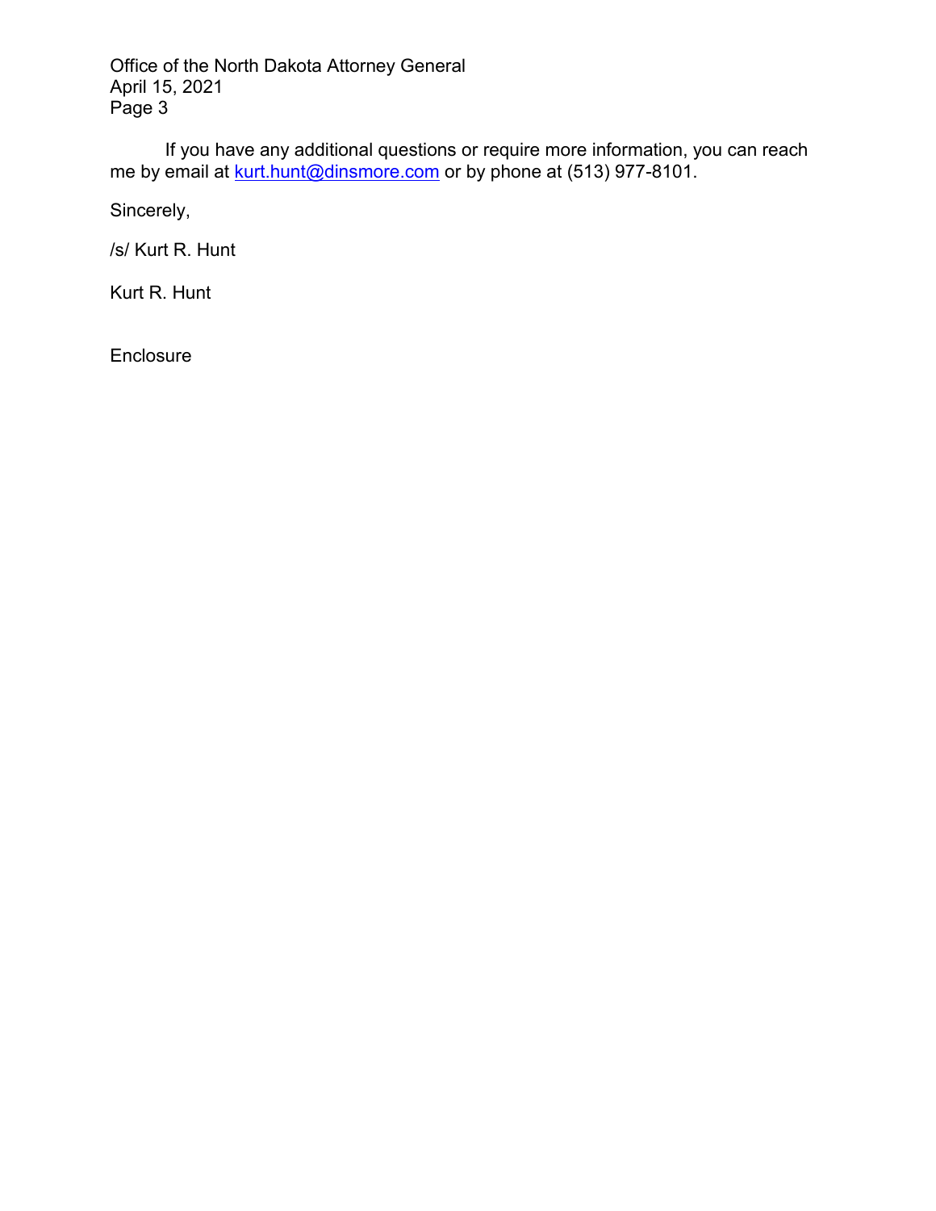If you have any additional questions or require more information, you can reach me by email at kurt.hunt@dinsmore.com or by phone at (513) 977-8101.

Sincerely,

/s/ Kurt R. Hunt

Kurt R. Hunt

Enclosure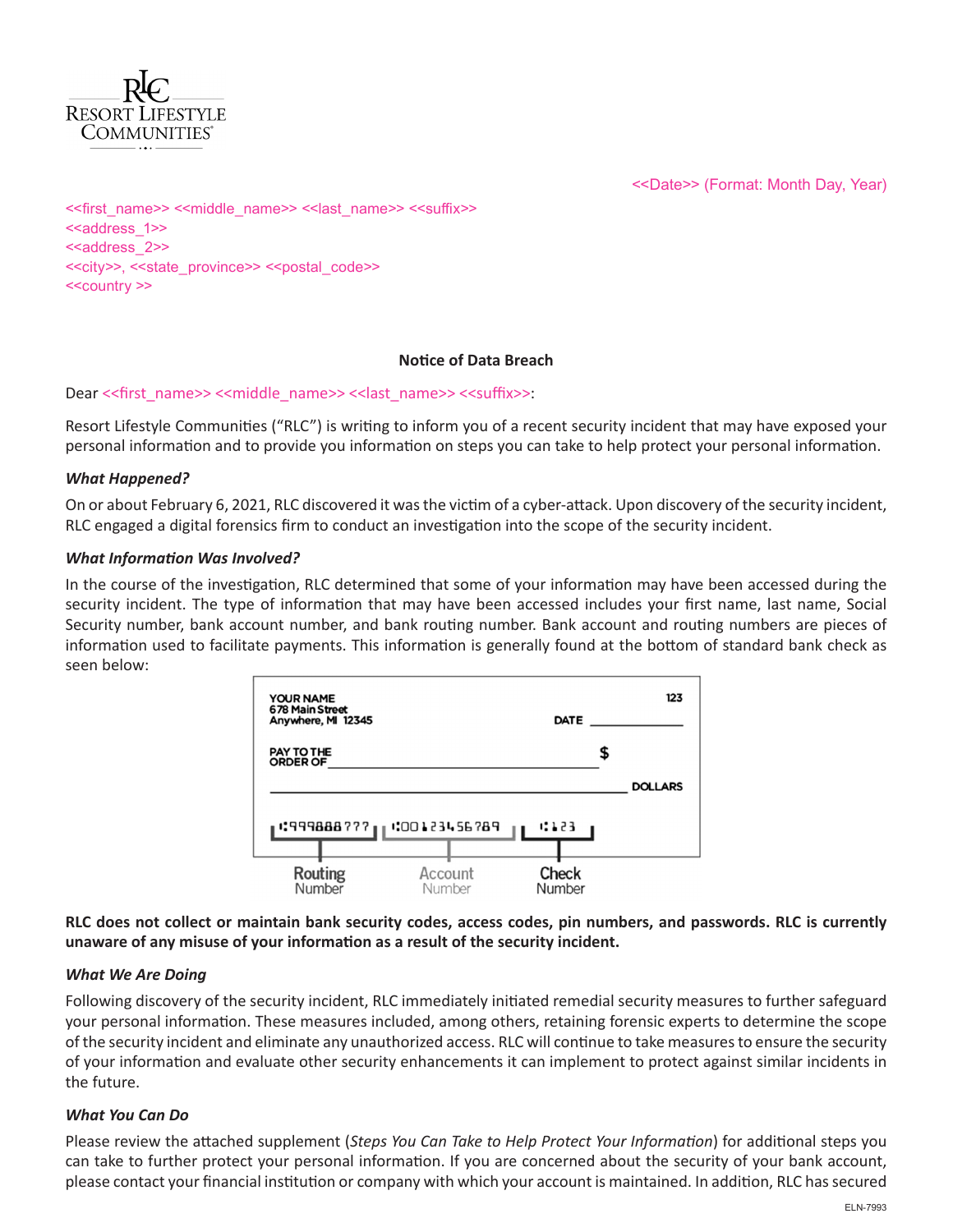RLC RESORT LIFESTYLE COMMUNITIES

<<Date>> (Format: Month Day, Year)

<<first_name>> <<middle_name>> <<last_name>> <<suffix>>
<<address_1>>
<<address_2>>
<<city>>, <<state_province>> <<postal_code>>
<<country >>

**Notice of Data Breach**

Dear <<first_name>> <<middle_name>> <<last_name>> <<suffix>>:

Resort Lifestyle Communities ("RLC") is writing to inform you of a recent security incident that may have exposed your personal information and to provide you information on steps you can take to help protect your personal information.

***What Happened?***

On or about February 6, 2021, RLC discovered it was the victim of a cyber-attack. Upon discovery of the security incident, RLC engaged a digital forensics firm to conduct an investigation into the scope of the security incident.

***What Information Was Involved?***

In the course of the investigation, RLC determined that some of your information may have been accessed during the security incident. The type of information that may have been accessed includes your first name, last name, Social Security number, bank account number, and bank routing number. Bank account and routing numbers are pieces of information used to facilitate payments. This information is generally found at the bottom of standard bank check as seen below:

YOUR NAME
678 Main Street
Anywhere, MI 12345

123

DATE ____________

PAY TO THE ORDER OF ____________ $

____________ DOLLARS

⑆999888777⑆ ⑈001234567890⑈ ⑆123

Routing Number | Account Number | Check Number

**RLC does not collect or maintain bank security codes, access codes, pin numbers, and passwords. RLC is currently unaware of any misuse of your information as a result of the security incident.**

***What We Are Doing***

Following discovery of the security incident, RLC immediately initiated remedial security measures to further safeguard your personal information. These measures included, among others, retaining forensic experts to determine the scope of the security incident and eliminate any unauthorized access. RLC will continue to take measures to ensure the security of your information and evaluate other security enhancements it can implement to protect against similar incidents in the future.

***What You Can Do***

Please review the attached supplement (*Steps You Can Take to Help Protect Your Information*) for additional steps you can take to further protect your personal information. If you are concerned about the security of your bank account, please contact your financial institution or company with which your account is maintained. In addition, RLC has secured

ELN-7993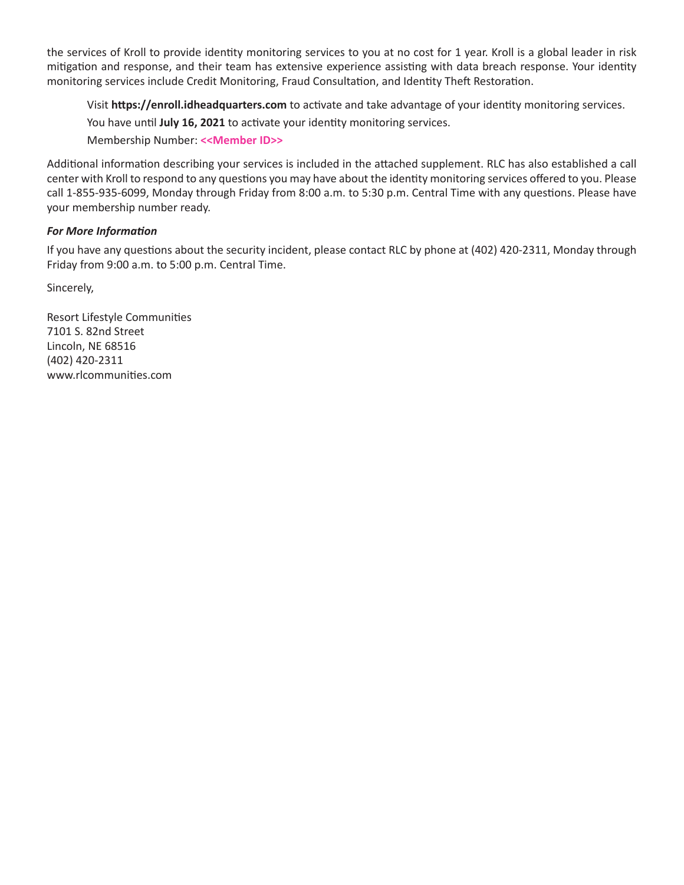the services of Kroll to provide identity monitoring services to you at no cost for 1 year. Kroll is a global leader in risk mitigation and response, and their team has extensive experience assisting with data breach response. Your identity monitoring services include Credit Monitoring, Fraud Consultation, and Identity Theft Restoration.

> Visit **https://enroll.idheadquarters.com** to activate and take advantage of your identity monitoring services.
>
> You have until **July 16, 2021** to activate your identity monitoring services.
>
> Membership Number: **<<Member ID>>**

Additional information describing your services is included in the attached supplement. RLC has also established a call center with Kroll to respond to any questions you may have about the identity monitoring services offered to you. Please call 1-855-935-6099, Monday through Friday from 8:00 a.m. to 5:30 p.m. Central Time with any questions. Please have your membership number ready.

***For More Information***

If you have any questions about the security incident, please contact RLC by phone at (402) 420-2311, Monday through Friday from 9:00 a.m. to 5:00 p.m. Central Time.

Sincerely,

Resort Lifestyle Communities
7101 S. 82nd Street
Lincoln, NE 68516
(402) 420-2311
www.rlcommunities.com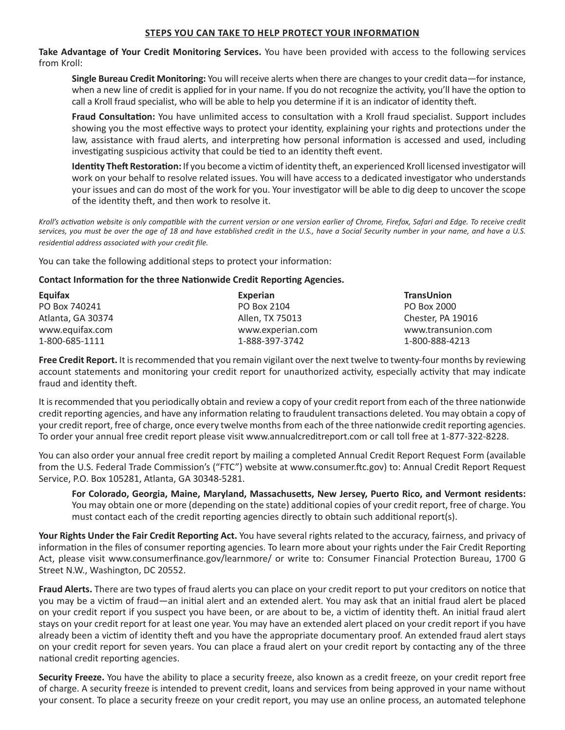## STEPS YOU CAN TAKE TO HELP PROTECT YOUR INFORMATION

**Take Advantage of Your Credit Monitoring Services.** You have been provided with access to the following services from Kroll:

> **Single Bureau Credit Monitoring:** You will receive alerts when there are changes to your credit data—for instance, when a new line of credit is applied for in your name. If you do not recognize the activity, you'll have the option to call a Kroll fraud specialist, who will be able to help you determine if it is an indicator of identity theft.
>
> **Fraud Consultation:** You have unlimited access to consultation with a Kroll fraud specialist. Support includes showing you the most effective ways to protect your identity, explaining your rights and protections under the law, assistance with fraud alerts, and interpreting how personal information is accessed and used, including investigating suspicious activity that could be tied to an identity theft event.
>
> **Identity Theft Restoration:** If you become a victim of identity theft, an experienced Kroll licensed investigator will work on your behalf to resolve related issues. You will have access to a dedicated investigator who understands your issues and can do most of the work for you. Your investigator will be able to dig deep to uncover the scope of the identity theft, and then work to resolve it.

*Kroll's activation website is only compatible with the current version or one version earlier of Chrome, Firefox, Safari and Edge. To receive credit services, you must be over the age of 18 and have established credit in the U.S., have a Social Security number in your name, and have a U.S. residential address associated with your credit file.*

You can take the following additional steps to protect your information:

**Contact Information for the three Nationwide Credit Reporting Agencies.**

| **Equifax** | **Experian** | **TransUnion** |
|---|---|---|
| PO Box 740241 | PO Box 2104 | PO Box 2000 |
| Atlanta, GA 30374 | Allen, TX 75013 | Chester, PA 19016 |
| www.equifax.com | www.experian.com | www.transunion.com |
| 1-800-685-1111 | 1-888-397-3742 | 1-800-888-4213 |

**Free Credit Report.** It is recommended that you remain vigilant over the next twelve to twenty-four months by reviewing account statements and monitoring your credit report for unauthorized activity, especially activity that may indicate fraud and identity theft.

It is recommended that you periodically obtain and review a copy of your credit report from each of the three nationwide credit reporting agencies, and have any information relating to fraudulent transactions deleted. You may obtain a copy of your credit report, free of charge, once every twelve months from each of the three nationwide credit reporting agencies. To order your annual free credit report please visit www.annualcreditreport.com or call toll free at 1-877-322-8228.

You can also order your annual free credit report by mailing a completed Annual Credit Report Request Form (available from the U.S. Federal Trade Commission's ("FTC") website at www.consumer.ftc.gov) to: Annual Credit Report Request Service, P.O. Box 105281, Atlanta, GA 30348-5281.

> **For Colorado, Georgia, Maine, Maryland, Massachusetts, New Jersey, Puerto Rico, and Vermont residents:** You may obtain one or more (depending on the state) additional copies of your credit report, free of charge. You must contact each of the credit reporting agencies directly to obtain such additional report(s).

**Your Rights Under the Fair Credit Reporting Act.** You have several rights related to the accuracy, fairness, and privacy of information in the files of consumer reporting agencies. To learn more about your rights under the Fair Credit Reporting Act, please visit www.consumerfinance.gov/learnmore/ or write to: Consumer Financial Protection Bureau, 1700 G Street N.W., Washington, DC 20552.

**Fraud Alerts.** There are two types of fraud alerts you can place on your credit report to put your creditors on notice that you may be a victim of fraud—an initial alert and an extended alert. You may ask that an initial fraud alert be placed on your credit report if you suspect you have been, or are about to be, a victim of identity theft. An initial fraud alert stays on your credit report for at least one year. You may have an extended alert placed on your credit report if you have already been a victim of identity theft and you have the appropriate documentary proof. An extended fraud alert stays on your credit report for seven years. You can place a fraud alert on your credit report by contacting any of the three national credit reporting agencies.

**Security Freeze.** You have the ability to place a security freeze, also known as a credit freeze, on your credit report free of charge. A security freeze is intended to prevent credit, loans and services from being approved in your name without your consent. To place a security freeze on your credit report, you may use an online process, an automated telephone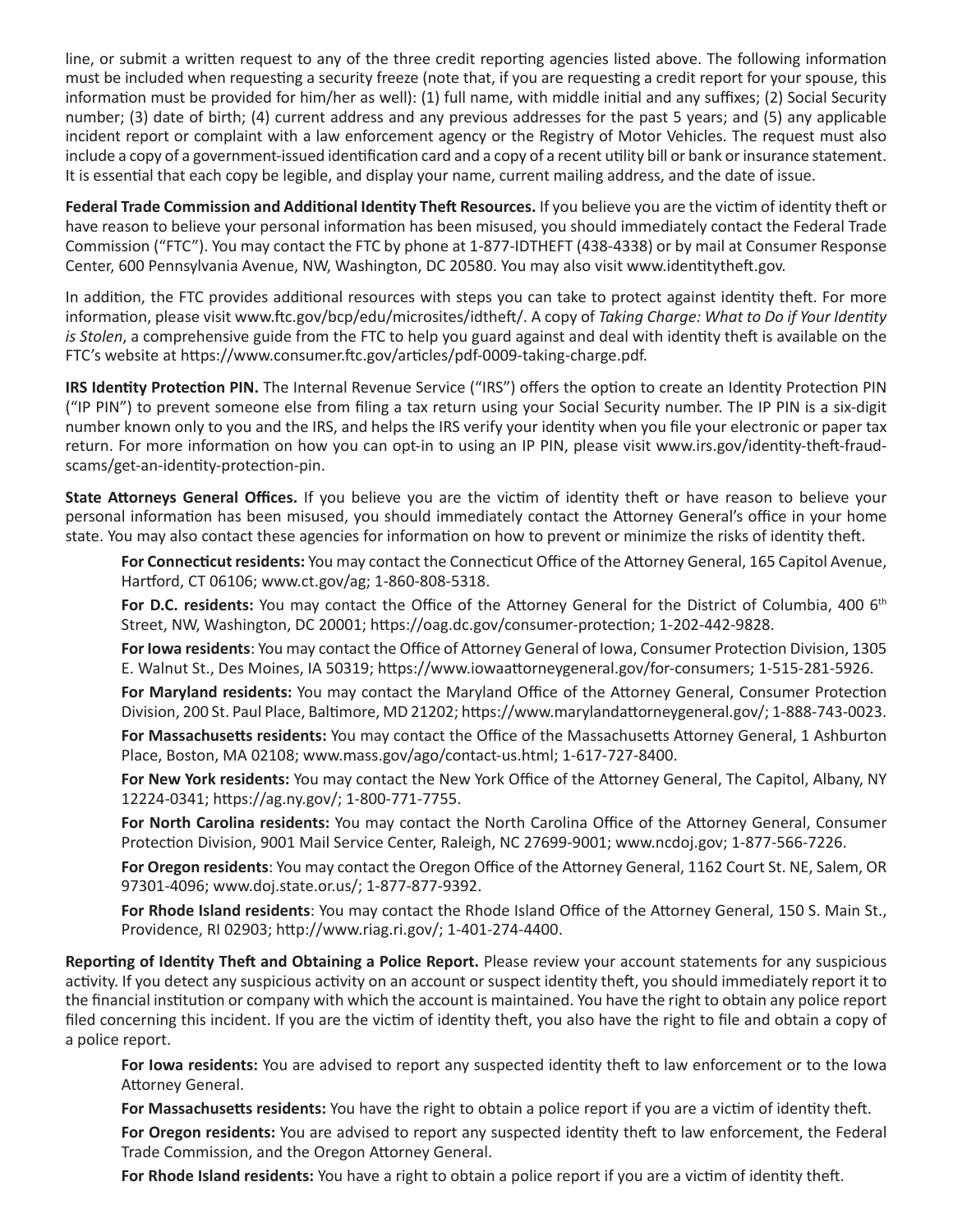line, or submit a written request to any of the three credit reporting agencies listed above. The following information must be included when requesting a security freeze (note that, if you are requesting a credit report for your spouse, this information must be provided for him/her as well): (1) full name, with middle initial and any suffixes; (2) Social Security number; (3) date of birth; (4) current address and any previous addresses for the past 5 years; and (5) any applicable incident report or complaint with a law enforcement agency or the Registry of Motor Vehicles. The request must also include a copy of a government-issued identification card and a copy of a recent utility bill or bank or insurance statement. It is essential that each copy be legible, and display your name, current mailing address, and the date of issue.

**Federal Trade Commission and Additional Identity Theft Resources.** If you believe you are the victim of identity theft or have reason to believe your personal information has been misused, you should immediately contact the Federal Trade Commission ("FTC"). You may contact the FTC by phone at 1-877-IDTHEFT (438-4338) or by mail at Consumer Response Center, 600 Pennsylvania Avenue, NW, Washington, DC 20580. You may also visit www.identitytheft.gov.

In addition, the FTC provides additional resources with steps you can take to protect against identity theft. For more information, please visit www.ftc.gov/bcp/edu/microsites/idtheft/. A copy of *Taking Charge: What to Do if Your Identity is Stolen*, a comprehensive guide from the FTC to help you guard against and deal with identity theft is available on the FTC's website at https://www.consumer.ftc.gov/articles/pdf-0009-taking-charge.pdf.

**IRS Identity Protection PIN.** The Internal Revenue Service ("IRS") offers the option to create an Identity Protection PIN ("IP PIN") to prevent someone else from filing a tax return using your Social Security number. The IP PIN is a six-digit number known only to you and the IRS, and helps the IRS verify your identity when you file your electronic or paper tax return. For more information on how you can opt-in to using an IP PIN, please visit www.irs.gov/identity-theft-fraud-scams/get-an-identity-protection-pin.

**State Attorneys General Offices.** If you believe you are the victim of identity theft or have reason to believe your personal information has been misused, you should immediately contact the Attorney General's office in your home state. You may also contact these agencies for information on how to prevent or minimize the risks of identity theft.

**For Connecticut residents:** You may contact the Connecticut Office of the Attorney General, 165 Capitol Avenue, Hartford, CT 06106; www.ct.gov/ag; 1-860-808-5318.

**For D.C. residents:** You may contact the Office of the Attorney General for the District of Columbia, 400 6th Street, NW, Washington, DC 20001; https://oag.dc.gov/consumer-protection; 1-202-442-9828.

**For Iowa residents**: You may contact the Office of Attorney General of Iowa, Consumer Protection Division, 1305 E. Walnut St., Des Moines, IA 50319; https://www.iowaattorneygeneral.gov/for-consumers; 1-515-281-5926.

**For Maryland residents:** You may contact the Maryland Office of the Attorney General, Consumer Protection Division, 200 St. Paul Place, Baltimore, MD 21202; https://www.marylandattorneygeneral.gov/; 1-888-743-0023.

**For Massachusetts residents:** You may contact the Office of the Massachusetts Attorney General, 1 Ashburton Place, Boston, MA 02108; www.mass.gov/ago/contact-us.html; 1-617-727-8400.

**For New York residents:** You may contact the New York Office of the Attorney General, The Capitol, Albany, NY 12224-0341; https://ag.ny.gov/; 1-800-771-7755.

**For North Carolina residents:** You may contact the North Carolina Office of the Attorney General, Consumer Protection Division, 9001 Mail Service Center, Raleigh, NC 27699-9001; www.ncdoj.gov; 1-877-566-7226.

**For Oregon residents**: You may contact the Oregon Office of the Attorney General, 1162 Court St. NE, Salem, OR 97301-4096; www.doj.state.or.us/; 1-877-877-9392.

**For Rhode Island residents**: You may contact the Rhode Island Office of the Attorney General, 150 S. Main St., Providence, RI 02903; http://www.riag.ri.gov/; 1-401-274-4400.

**Reporting of Identity Theft and Obtaining a Police Report.** Please review your account statements for any suspicious activity. If you detect any suspicious activity on an account or suspect identity theft, you should immediately report it to the financial institution or company with which the account is maintained. You have the right to obtain any police report filed concerning this incident. If you are the victim of identity theft, you also have the right to file and obtain a copy of a police report.

**For Iowa residents:** You are advised to report any suspected identity theft to law enforcement or to the Iowa Attorney General.

**For Massachusetts residents:** You have the right to obtain a police report if you are a victim of identity theft.

**For Oregon residents:** You are advised to report any suspected identity theft to law enforcement, the Federal Trade Commission, and the Oregon Attorney General.

**For Rhode Island residents:** You have a right to obtain a police report if you are a victim of identity theft.